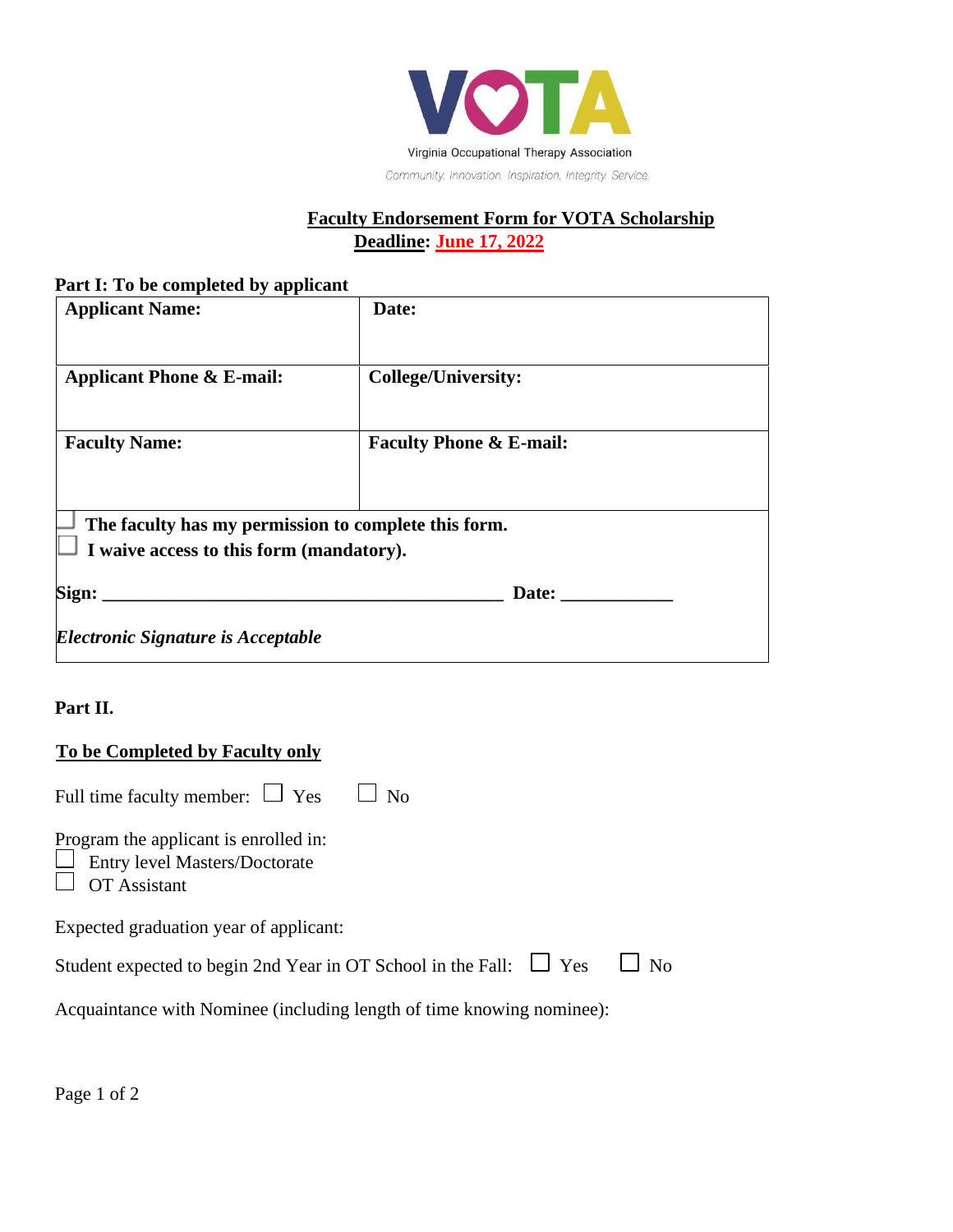VOTA

Virginia Occupational Therapy Association

Community. Innovation. Inspiration. Integrity. Service.

## Faculty Endorsement Form for VOTA Scholarship

**Deadline: June 17, 2022**

**Part I: To be completed by applicant**

| **Applicant Name:** | **Date:** |
| --- | --- |
| **Applicant Phone & E-mail:** | **College/University:** |
| **Faculty Name:** | **Faculty Phone & E-mail:** |

☐ **The faculty has my permission to complete this form.**

☐ **I waive access to this form (mandatory).**

**Sign: _____________________________________________ Date: ____________**

***Electronic Signature is Acceptable***

**Part II.**

**To be Completed by Faculty only**

Full time faculty member: ☐ Yes ☐ No

Program the applicant is enrolled in:

☐ Entry level Masters/Doctorate

☐ OT Assistant

Expected graduation year of applicant:

Student expected to begin 2nd Year in OT School in the Fall: ☐ Yes ☐ No

Acquaintance with Nominee (including length of time knowing nominee):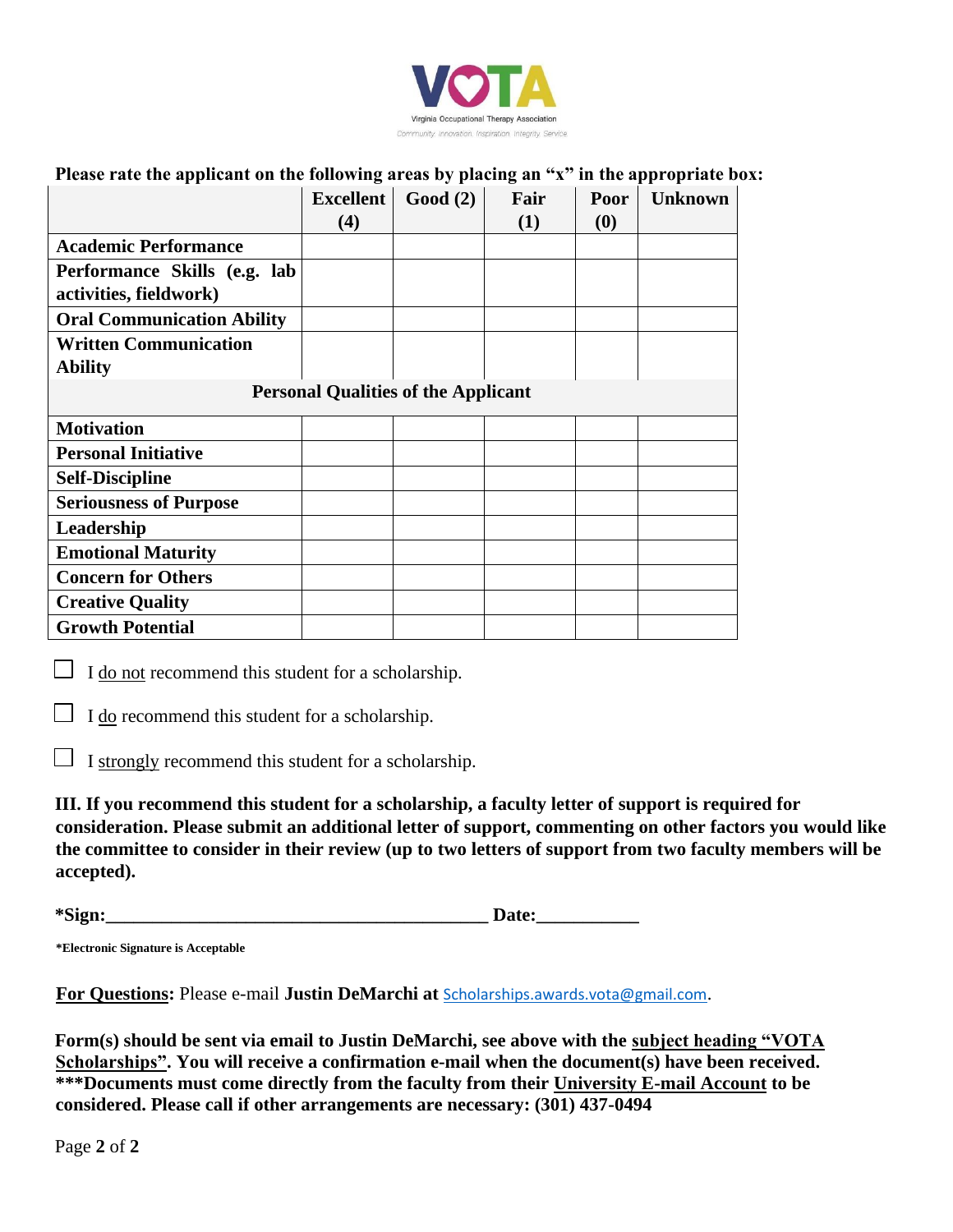Virginia Occupational Therapy Association

Community. Innovation. Inspiration. Integrity. Service

**Please rate the applicant on the following areas by placing an "x" in the appropriate box:**

| | Excellent (4) | Good (2) | Fair (1) | Poor (0) | Unknown |
|---|---|---|---|---|---|
| **Academic Performance** | | | | | |
| **Performance Skills (e.g. lab activities, fieldwork)** | | | | | |
| **Oral Communication Ability** | | | | | |
| **Written Communication Ability** | | | | | |
| **Personal Qualities of the Applicant** | | | | | |
| **Motivation** | | | | | |
| **Personal Initiative** | | | | | |
| **Self-Discipline** | | | | | |
| **Seriousness of Purpose** | | | | | |
| **Leadership** | | | | | |
| **Emotional Maturity** | | | | | |
| **Concern for Others** | | | | | |
| **Creative Quality** | | | | | |
| **Growth Potential** | | | | | |

☐ I do not recommend this student for a scholarship.

☐ I do recommend this student for a scholarship.

☐ I strongly recommend this student for a scholarship.

**III. If you recommend this student for a scholarship, a faculty letter of support is required for consideration. Please submit an additional letter of support, commenting on other factors you would like the committee to consider in their review (up to two letters of support from two faculty members will be accepted).**

**\*Sign:\_\_\_\_\_\_\_\_\_\_\_\_\_\_\_\_\_\_\_\_\_\_\_\_\_\_\_\_\_\_\_\_\_\_\_\_\_\_\_\_\_\_ Date:\_\_\_\_\_\_\_\_\_\_\_**

**\*Electronic Signature is Acceptable**

**For Questions:** Please e-mail **Justin DeMarchi at** Scholarships.awards.vota@gmail.com.

**Form(s) should be sent via email to Justin DeMarchi, see above with the subject heading "VOTA Scholarships". You will receive a confirmation e-mail when the document(s) have been received. \*\*\*Documents must come directly from the faculty from their University E-mail Account to be considered. Please call if other arrangements are necessary: (301) 437-0494**